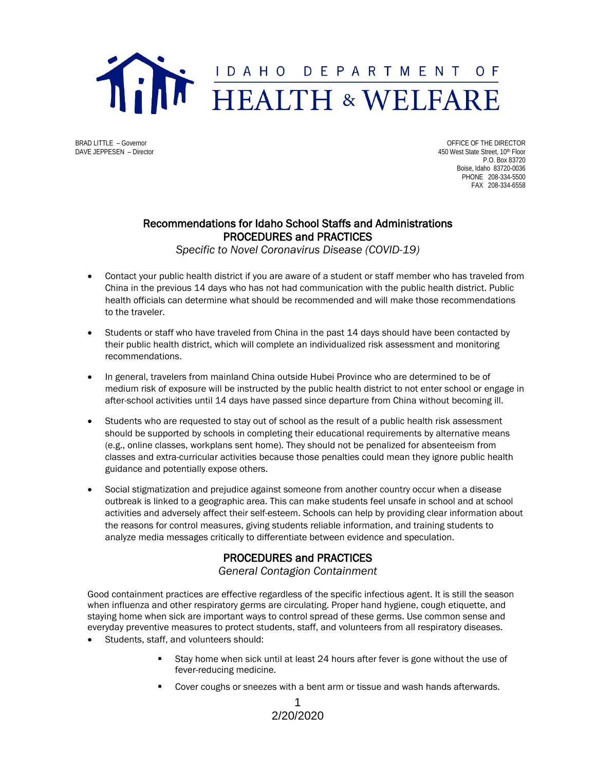# IDAHO DEPARTMENT OF HEALTH & WELFARE

BRAD LITTLE – Governor
DAVE JEPPESEN – Director

OFFICE OF THE DIRECTOR
450 West State Street, 10th Floor
P.O. Box 83720
Boise, Idaho 83720-0036
PHONE 208-334-5500
FAX 208-334-6558

## Recommendations for Idaho School Staffs and Administrations
## PROCEDURES and PRACTICES

*Specific to Novel Coronavirus Disease (COVID-19)*

- Contact your public health district if you are aware of a student or staff member who has traveled from China in the previous 14 days who has not had communication with the public health district. Public health officials can determine what should be recommended and will make those recommendations to the traveler.
- Students or staff who have traveled from China in the past 14 days should have been contacted by their public health district, which will complete an individualized risk assessment and monitoring recommendations.
- In general, travelers from mainland China outside Hubei Province who are determined to be of medium risk of exposure will be instructed by the public health district to not enter school or engage in after-school activities until 14 days have passed since departure from China without becoming ill.
- Students who are requested to stay out of school as the result of a public health risk assessment should be supported by schools in completing their educational requirements by alternative means (e.g., online classes, workplans sent home). They should not be penalized for absenteeism from classes and extra-curricular activities because those penalties could mean they ignore public health guidance and potentially expose others.
- Social stigmatization and prejudice against someone from another country occur when a disease outbreak is linked to a geographic area. This can make students feel unsafe in school and at school activities and adversely affect their self-esteem. Schools can help by providing clear information about the reasons for control measures, giving students reliable information, and training students to analyze media messages critically to differentiate between evidence and speculation.

## PROCEDURES and PRACTICES

*General Contagion Containment*

Good containment practices are effective regardless of the specific infectious agent. It is still the season when influenza and other respiratory germs are circulating. Proper hand hygiene, cough etiquette, and staying home when sick are important ways to control spread of these germs. Use common sense and everyday preventive measures to protect students, staff, and volunteers from all respiratory diseases.

- Students, staff, and volunteers should:
  - Stay home when sick until at least 24 hours after fever is gone without the use of fever-reducing medicine.
  - Cover coughs or sneezes with a bent arm or tissue and wash hands afterwards.

2/20/2020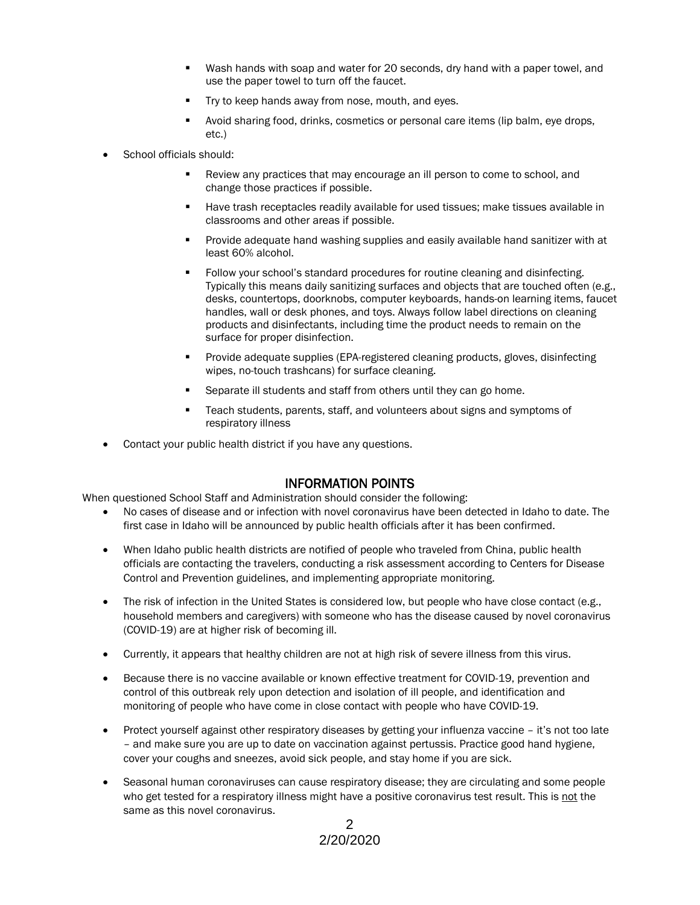- Wash hands with soap and water for 20 seconds, dry hand with a paper towel, and use the paper towel to turn off the faucet.
  - Try to keep hands away from nose, mouth, and eyes.
  - Avoid sharing food, drinks, cosmetics or personal care items (lip balm, eye drops, etc.)

- School officials should:
  - Review any practices that may encourage an ill person to come to school, and change those practices if possible.
  - Have trash receptacles readily available for used tissues; make tissues available in classrooms and other areas if possible.
  - Provide adequate hand washing supplies and easily available hand sanitizer with at least 60% alcohol.
  - Follow your school's standard procedures for routine cleaning and disinfecting. Typically this means daily sanitizing surfaces and objects that are touched often (e.g., desks, countertops, doorknobs, computer keyboards, hands-on learning items, faucet handles, wall or desk phones, and toys. Always follow label directions on cleaning products and disinfectants, including time the product needs to remain on the surface for proper disinfection.
  - Provide adequate supplies (EPA-registered cleaning products, gloves, disinfecting wipes, no-touch trashcans) for surface cleaning.
  - Separate ill students and staff from others until they can go home.
  - Teach students, parents, staff, and volunteers about signs and symptoms of respiratory illness

- Contact your public health district if you have any questions.

## INFORMATION POINTS

When questioned School Staff and Administration should consider the following:

- No cases of disease and or infection with novel coronavirus have been detected in Idaho to date. The first case in Idaho will be announced by public health officials after it has been confirmed.
- When Idaho public health districts are notified of people who traveled from China, public health officials are contacting the travelers, conducting a risk assessment according to Centers for Disease Control and Prevention guidelines, and implementing appropriate monitoring.
- The risk of infection in the United States is considered low, but people who have close contact (e.g., household members and caregivers) with someone who has the disease caused by novel coronavirus (COVID-19) are at higher risk of becoming ill.
- Currently, it appears that healthy children are not at high risk of severe illness from this virus.
- Because there is no vaccine available or known effective treatment for COVID-19, prevention and control of this outbreak rely upon detection and isolation of ill people, and identification and monitoring of people who have come in close contact with people who have COVID-19.
- Protect yourself against other respiratory diseases by getting your influenza vaccine – it's not too late – and make sure you are up to date on vaccination against pertussis. Practice good hand hygiene, cover your coughs and sneezes, avoid sick people, and stay home if you are sick.
- Seasonal human coronaviruses can cause respiratory disease; they are circulating and some people who get tested for a respiratory illness might have a positive coronavirus test result. This is <u>not</u> the same as this novel coronavirus.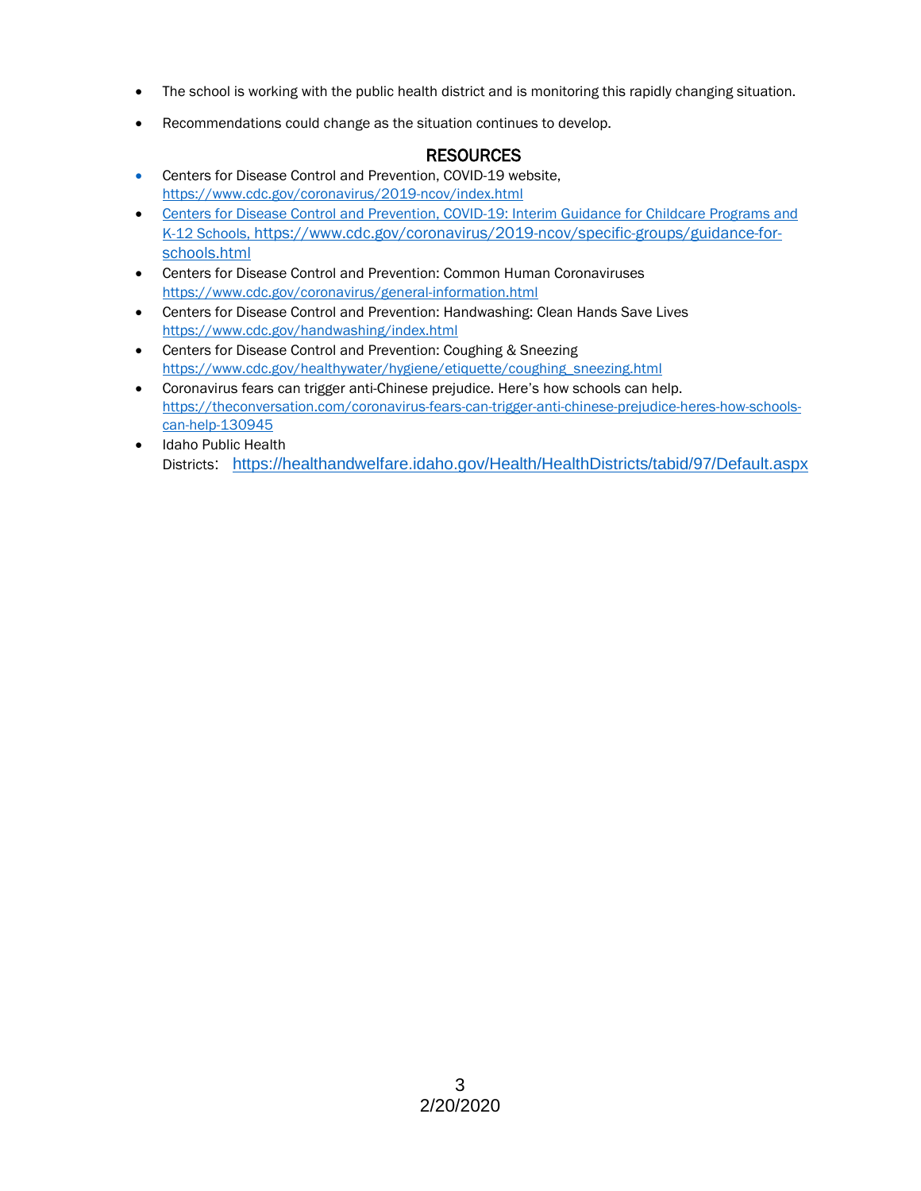- The school is working with the public health district and is monitoring this rapidly changing situation.
- Recommendations could change as the situation continues to develop.

## RESOURCES

- Centers for Disease Control and Prevention, COVID-19 website, https://www.cdc.gov/coronavirus/2019-ncov/index.html
- Centers for Disease Control and Prevention, COVID-19: Interim Guidance for Childcare Programs and K-12 Schools, https://www.cdc.gov/coronavirus/2019-ncov/specific-groups/guidance-for-schools.html
- Centers for Disease Control and Prevention: Common Human Coronaviruses https://www.cdc.gov/coronavirus/general-information.html
- Centers for Disease Control and Prevention: Handwashing: Clean Hands Save Lives https://www.cdc.gov/handwashing/index.html
- Centers for Disease Control and Prevention: Coughing & Sneezing https://www.cdc.gov/healthywater/hygiene/etiquette/coughing_sneezing.html
- Coronavirus fears can trigger anti-Chinese prejudice. Here's how schools can help. https://theconversation.com/coronavirus-fears-can-trigger-anti-chinese-prejudice-heres-how-schools-can-help-130945
- Idaho Public Health Districts: https://healthandwelfare.idaho.gov/Health/HealthDistricts/tabid/97/Default.aspx

2/20/2020